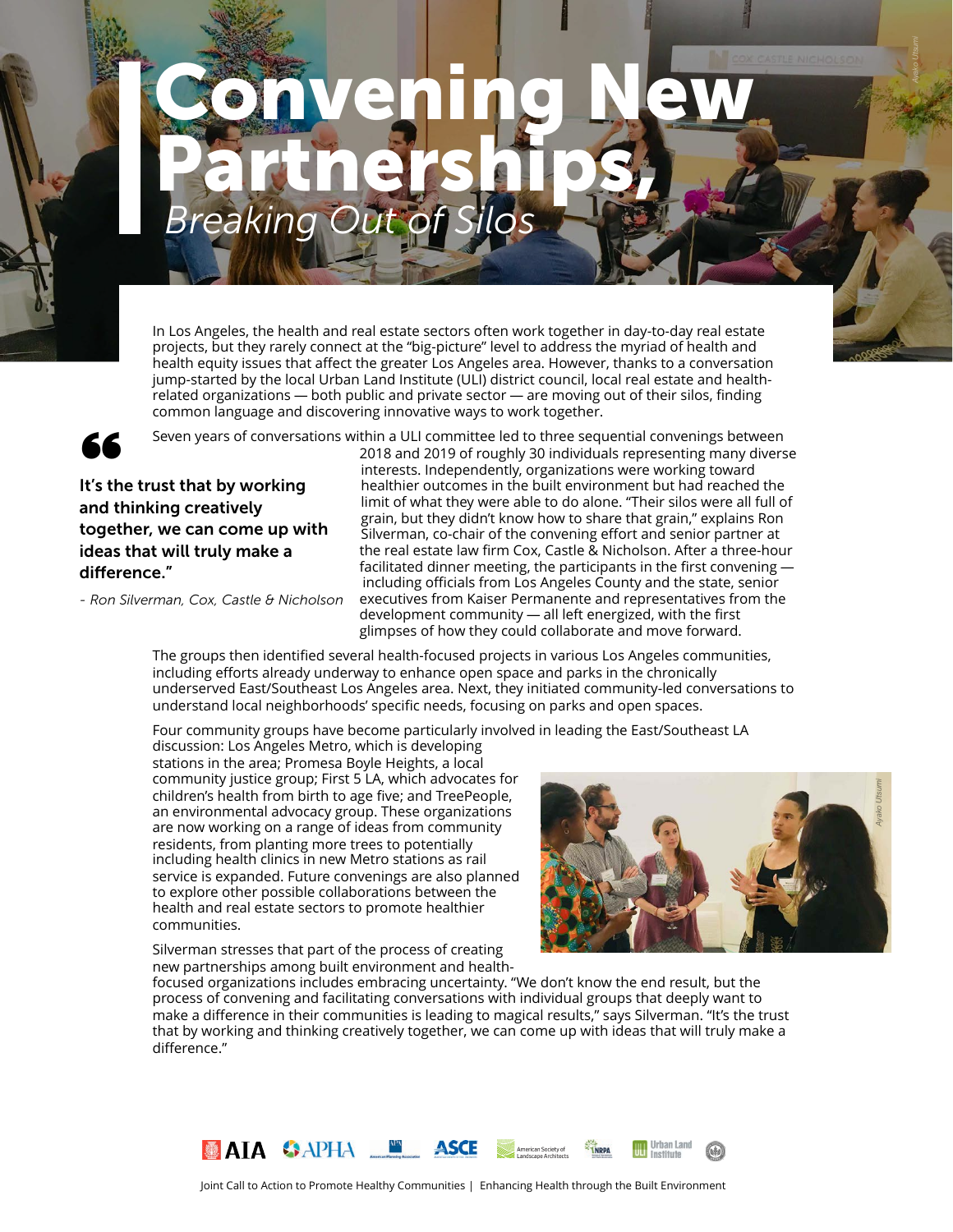# Convening New Partnerships,
*Breaking Out of Silos*

In Los Angeles, the health and real estate sectors often work together in day-to-day real estate projects, but they rarely connect at the "big-picture" level to address the myriad of health and health equity issues that affect the greater Los Angeles area. However, thanks to a conversation jump-started by the local Urban Land Institute (ULI) district council, local real estate and health-related organizations — both public and private sector — are moving out of their silos, finding common language and discovering innovative ways to work together.

> **It's the trust that by working and thinking creatively together, we can come up with ideas that will truly make a difference."**
>
> *- Ron Silverman, Cox, Castle & Nicholson*

Seven years of conversations within a ULI committee led to three sequential convenings between 2018 and 2019 of roughly 30 individuals representing many diverse interests. Independently, organizations were working toward healthier outcomes in the built environment but had reached the limit of what they were able to do alone. "Their silos were all full of grain, but they didn't know how to share that grain," explains Ron Silverman, co-chair of the convening effort and senior partner at the real estate law firm Cox, Castle & Nicholson. After a three-hour facilitated dinner meeting, the participants in the first convening — including officials from Los Angeles County and the state, senior executives from Kaiser Permanente and representatives from the development community — all left energized, with the first glimpses of how they could collaborate and move forward.

The groups then identified several health-focused projects in various Los Angeles communities, including efforts already underway to enhance open space and parks in the chronically underserved East/Southeast Los Angeles area. Next, they initiated community-led conversations to understand local neighborhoods' specific needs, focusing on parks and open spaces.

Four community groups have become particularly involved in leading the East/Southeast LA discussion: Los Angeles Metro, which is developing stations in the area; Promesa Boyle Heights, a local community justice group; First 5 LA, which advocates for children's health from birth to age five; and TreePeople, an environmental advocacy group. These organizations are now working on a range of ideas from community residents, from planting more trees to potentially including health clinics in new Metro stations as rail service is expanded. Future convenings are also planned to explore other possible collaborations between the health and real estate sectors to promote healthier communities.

Silverman stresses that part of the process of creating new partnerships among built environment and health-focused organizations includes embracing uncertainty. "We don't know the end result, but the process of convening and facilitating conversations with individual groups that deeply want to make a difference in their communities is leading to magical results," says Silverman. "It's the trust that by working and thinking creatively together, we can come up with ideas that will truly make a difference."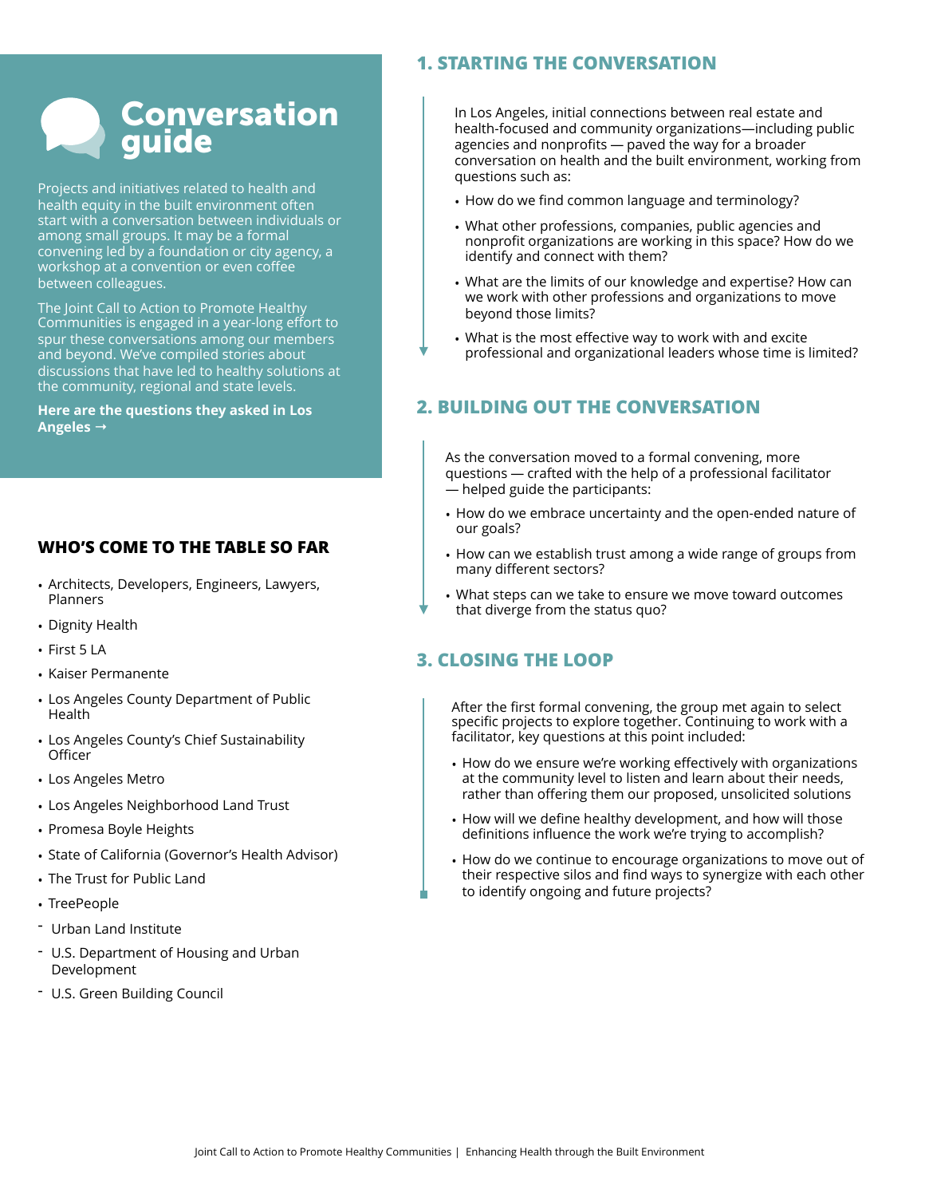# Conversation guide

Projects and initiatives related to health and health equity in the built environment often start with a conversation between individuals or among small groups. It may be a formal convening led by a foundation or city agency, a workshop at a convention or even coffee between colleagues.

The Joint Call to Action to Promote Healthy Communities is engaged in a year-long effort to spur these conversations among our members and beyond. We've compiled stories about discussions that have led to healthy solutions at the community, regional and state levels.

**Here are the questions they asked in Los Angeles →**

## WHO'S COME TO THE TABLE SO FAR

- Architects, Developers, Engineers, Lawyers, Planners
- Dignity Health
- First 5 LA
- Kaiser Permanente
- Los Angeles County Department of Public Health
- Los Angeles County's Chief Sustainability Officer
- Los Angeles Metro
- Los Angeles Neighborhood Land Trust
- Promesa Boyle Heights
- State of California (Governor's Health Advisor)
- The Trust for Public Land
- TreePeople
- Urban Land Institute
- U.S. Department of Housing and Urban Development
- U.S. Green Building Council

## 1. STARTING THE CONVERSATION

In Los Angeles, initial connections between real estate and health-focused and community organizations—including public agencies and nonprofits — paved the way for a broader conversation on health and the built environment, working from questions such as:

- How do we find common language and terminology?
- What other professions, companies, public agencies and nonprofit organizations are working in this space? How do we identify and connect with them?
- What are the limits of our knowledge and expertise? How can we work with other professions and organizations to move beyond those limits?
- What is the most effective way to work with and excite professional and organizational leaders whose time is limited?

## 2. BUILDING OUT THE CONVERSATION

As the conversation moved to a formal convening, more questions — crafted with the help of a professional facilitator — helped guide the participants:

- How do we embrace uncertainty and the open-ended nature of our goals?
- How can we establish trust among a wide range of groups from many different sectors?
- What steps can we take to ensure we move toward outcomes that diverge from the status quo?

## 3. CLOSING THE LOOP

After the first formal convening, the group met again to select specific projects to explore together. Continuing to work with a facilitator, key questions at this point included:

- How do we ensure we're working effectively with organizations at the community level to listen and learn about their needs, rather than offering them our proposed, unsolicited solutions
- How will we define healthy development, and how will those definitions influence the work we're trying to accomplish?
- How do we continue to encourage organizations to move out of their respective silos and find ways to synergize with each other to identify ongoing and future projects?